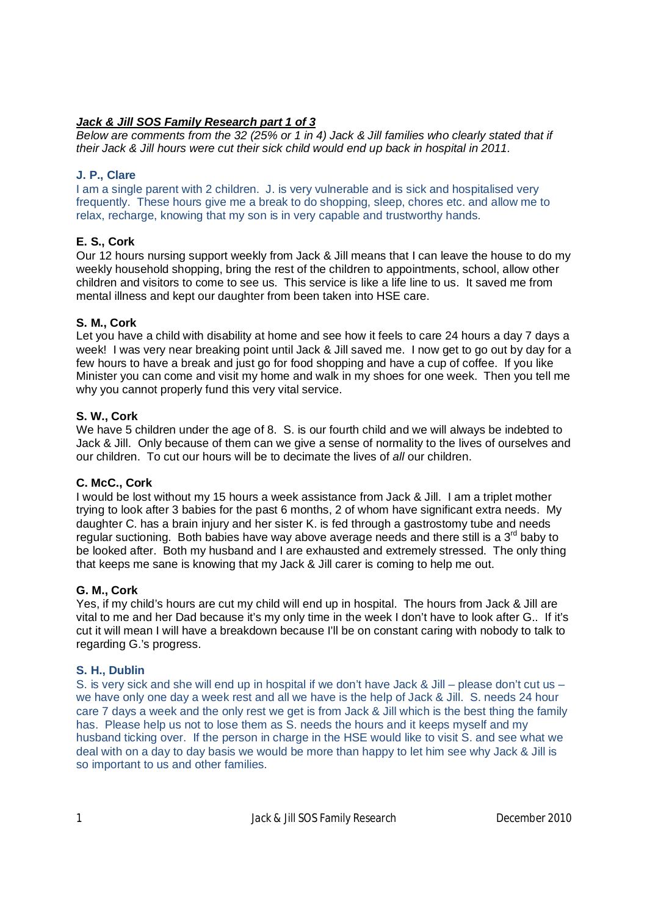***Jack & Jill SOS Family Research part 1 of 3***

*Below are comments from the 32 (25% or 1 in 4) Jack & Jill families who clearly stated that if their Jack & Jill hours were cut their sick child would end up back in hospital in 2011.*

**J. P., Clare**

I am a single parent with 2 children. J. is very vulnerable and is sick and hospitalised very frequently. These hours give me a break to do shopping, sleep, chores etc. and allow me to relax, recharge, knowing that my son is in very capable and trustworthy hands.

**E. S., Cork**

Our 12 hours nursing support weekly from Jack & Jill means that I can leave the house to do my weekly household shopping, bring the rest of the children to appointments, school, allow other children and visitors to come to see us. This service is like a life line to us. It saved me from mental illness and kept our daughter from been taken into HSE care.

**S. M., Cork**

Let you have a child with disability at home and see how it feels to care 24 hours a day 7 days a week! I was very near breaking point until Jack & Jill saved me. I now get to go out by day for a few hours to have a break and just go for food shopping and have a cup of coffee. If you like Minister you can come and visit my home and walk in my shoes for one week. Then you tell me why you cannot properly fund this very vital service.

**S. W., Cork**

We have 5 children under the age of 8. S. is our fourth child and we will always be indebted to Jack & Jill. Only because of them can we give a sense of normality to the lives of ourselves and our children. To cut our hours will be to decimate the lives of *all* our children.

**C. McC., Cork**

I would be lost without my 15 hours a week assistance from Jack & Jill. I am a triplet mother trying to look after 3 babies for the past 6 months, 2 of whom have significant extra needs. My daughter C. has a brain injury and her sister K. is fed through a gastrostomy tube and needs regular suctioning. Both babies have way above average needs and there still is a 3rd baby to be looked after. Both my husband and I are exhausted and extremely stressed. The only thing that keeps me sane is knowing that my Jack & Jill carer is coming to help me out.

**G. M., Cork**

Yes, if my child's hours are cut my child will end up in hospital. The hours from Jack & Jill are vital to me and her Dad because it's my only time in the week I don't have to look after G.. If it's cut it will mean I will have a breakdown because I'll be on constant caring with nobody to talk to regarding G.'s progress.

**S. H., Dublin**

S. is very sick and she will end up in hospital if we don't have Jack & Jill – please don't cut us – we have only one day a week rest and all we have is the help of Jack & Jill. S. needs 24 hour care 7 days a week and the only rest we get is from Jack & Jill which is the best thing the family has. Please help us not to lose them as S. needs the hours and it keeps myself and my husband ticking over. If the person in charge in the HSE would like to visit S. and see what we deal with on a day to day basis we would be more than happy to let him see why Jack & Jill is so important to us and other families.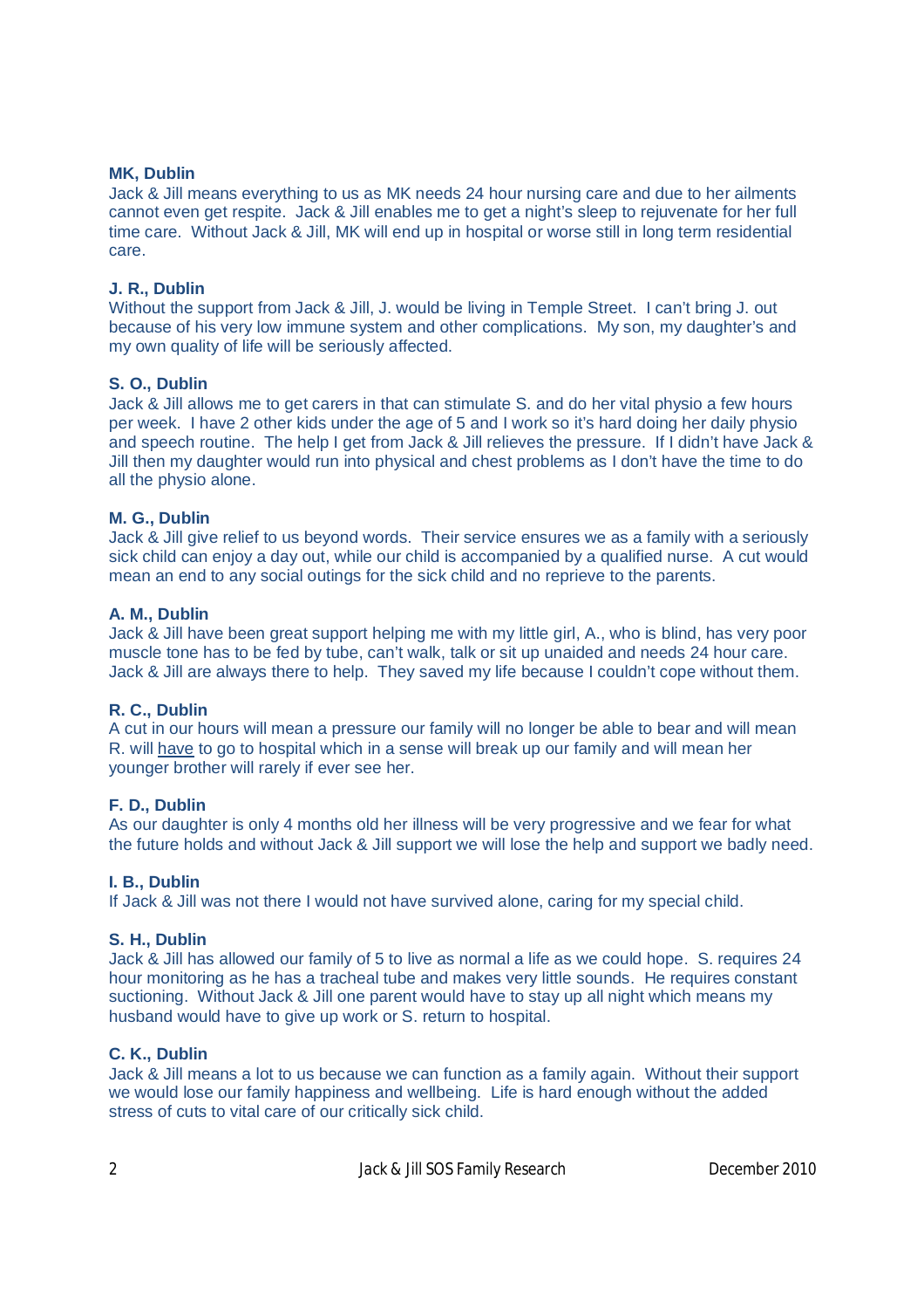**MK, Dublin**

Jack & Jill means everything to us as MK needs 24 hour nursing care and due to her ailments cannot even get respite. Jack & Jill enables me to get a night's sleep to rejuvenate for her full time care. Without Jack & Jill, MK will end up in hospital or worse still in long term residential care.

**J. R., Dublin**

Without the support from Jack & Jill, J. would be living in Temple Street. I can't bring J. out because of his very low immune system and other complications. My son, my daughter's and my own quality of life will be seriously affected.

**S. O., Dublin**

Jack & Jill allows me to get carers in that can stimulate S. and do her vital physio a few hours per week. I have 2 other kids under the age of 5 and I work so it's hard doing her daily physio and speech routine. The help I get from Jack & Jill relieves the pressure. If I didn't have Jack & Jill then my daughter would run into physical and chest problems as I don't have the time to do all the physio alone.

**M. G., Dublin**

Jack & Jill give relief to us beyond words. Their service ensures we as a family with a seriously sick child can enjoy a day out, while our child is accompanied by a qualified nurse. A cut would mean an end to any social outings for the sick child and no reprieve to the parents.

**A. M., Dublin**

Jack & Jill have been great support helping me with my little girl, A., who is blind, has very poor muscle tone has to be fed by tube, can't walk, talk or sit up unaided and needs 24 hour care. Jack & Jill are always there to help. They saved my life because I couldn't cope without them.

**R. C., Dublin**

A cut in our hours will mean a pressure our family will no longer be able to bear and will mean R. will <u>have</u> to go to hospital which in a sense will break up our family and will mean her younger brother will rarely if ever see her.

**F. D., Dublin**

As our daughter is only 4 months old her illness will be very progressive and we fear for what the future holds and without Jack & Jill support we will lose the help and support we badly need.

**I. B., Dublin**

If Jack & Jill was not there I would not have survived alone, caring for my special child.

**S. H., Dublin**

Jack & Jill has allowed our family of 5 to live as normal a life as we could hope. S. requires 24 hour monitoring as he has a tracheal tube and makes very little sounds. He requires constant suctioning. Without Jack & Jill one parent would have to stay up all night which means my husband would have to give up work or S. return to hospital.

**C. K., Dublin**

Jack & Jill means a lot to us because we can function as a family again. Without their support we would lose our family happiness and wellbeing. Life is hard enough without the added stress of cuts to vital care of our critically sick child.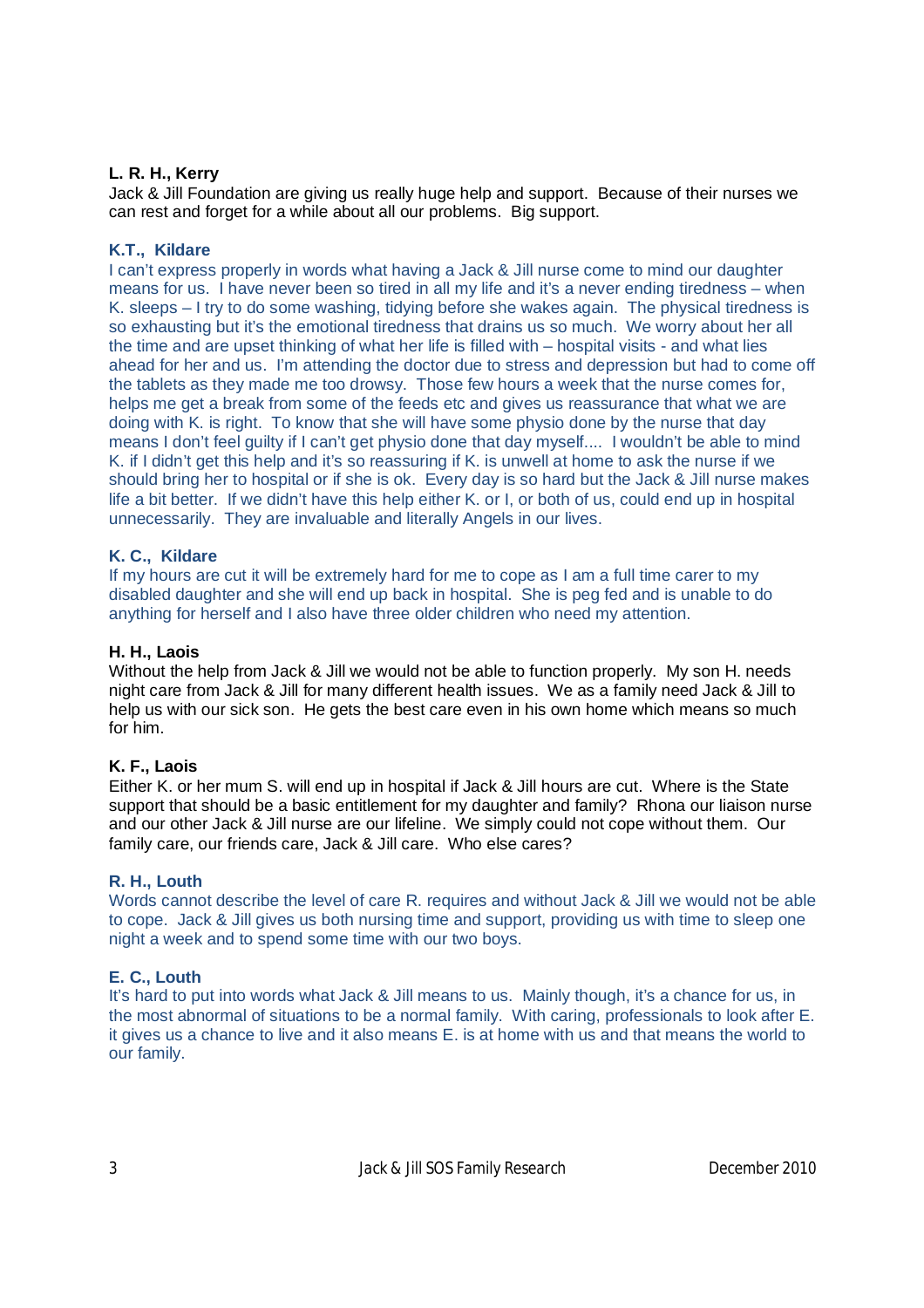**L. R. H., Kerry**

Jack & Jill Foundation are giving us really huge help and support. Because of their nurses we can rest and forget for a while about all our problems. Big support.

**K.T., Kildare**

I can't express properly in words what having a Jack & Jill nurse come to mind our daughter means for us. I have never been so tired in all my life and it's a never ending tiredness – when K. sleeps – I try to do some washing, tidying before she wakes again. The physical tiredness is so exhausting but it's the emotional tiredness that drains us so much. We worry about her all the time and are upset thinking of what her life is filled with – hospital visits - and what lies ahead for her and us. I'm attending the doctor due to stress and depression but had to come off the tablets as they made me too drowsy. Those few hours a week that the nurse comes for, helps me get a break from some of the feeds etc and gives us reassurance that what we are doing with K. is right. To know that she will have some physio done by the nurse that day means I don't feel guilty if I can't get physio done that day myself.... I wouldn't be able to mind K. if I didn't get this help and it's so reassuring if K. is unwell at home to ask the nurse if we should bring her to hospital or if she is ok. Every day is so hard but the Jack & Jill nurse makes life a bit better. If we didn't have this help either K. or I, or both of us, could end up in hospital unnecessarily. They are invaluable and literally Angels in our lives.

**K. C., Kildare**

If my hours are cut it will be extremely hard for me to cope as I am a full time carer to my disabled daughter and she will end up back in hospital. She is peg fed and is unable to do anything for herself and I also have three older children who need my attention.

**H. H., Laois**

Without the help from Jack & Jill we would not be able to function properly. My son H. needs night care from Jack & Jill for many different health issues. We as a family need Jack & Jill to help us with our sick son. He gets the best care even in his own home which means so much for him.

**K. F., Laois**

Either K. or her mum S. will end up in hospital if Jack & Jill hours are cut. Where is the State support that should be a basic entitlement for my daughter and family? Rhona our liaison nurse and our other Jack & Jill nurse are our lifeline. We simply could not cope without them. Our family care, our friends care, Jack & Jill care. Who else cares?

**R. H., Louth**

Words cannot describe the level of care R. requires and without Jack & Jill we would not be able to cope. Jack & Jill gives us both nursing time and support, providing us with time to sleep one night a week and to spend some time with our two boys.

**E. C., Louth**

It's hard to put into words what Jack & Jill means to us. Mainly though, it's a chance for us, in the most abnormal of situations to be a normal family. With caring, professionals to look after E. it gives us a chance to live and it also means E. is at home with us and that means the world to our family.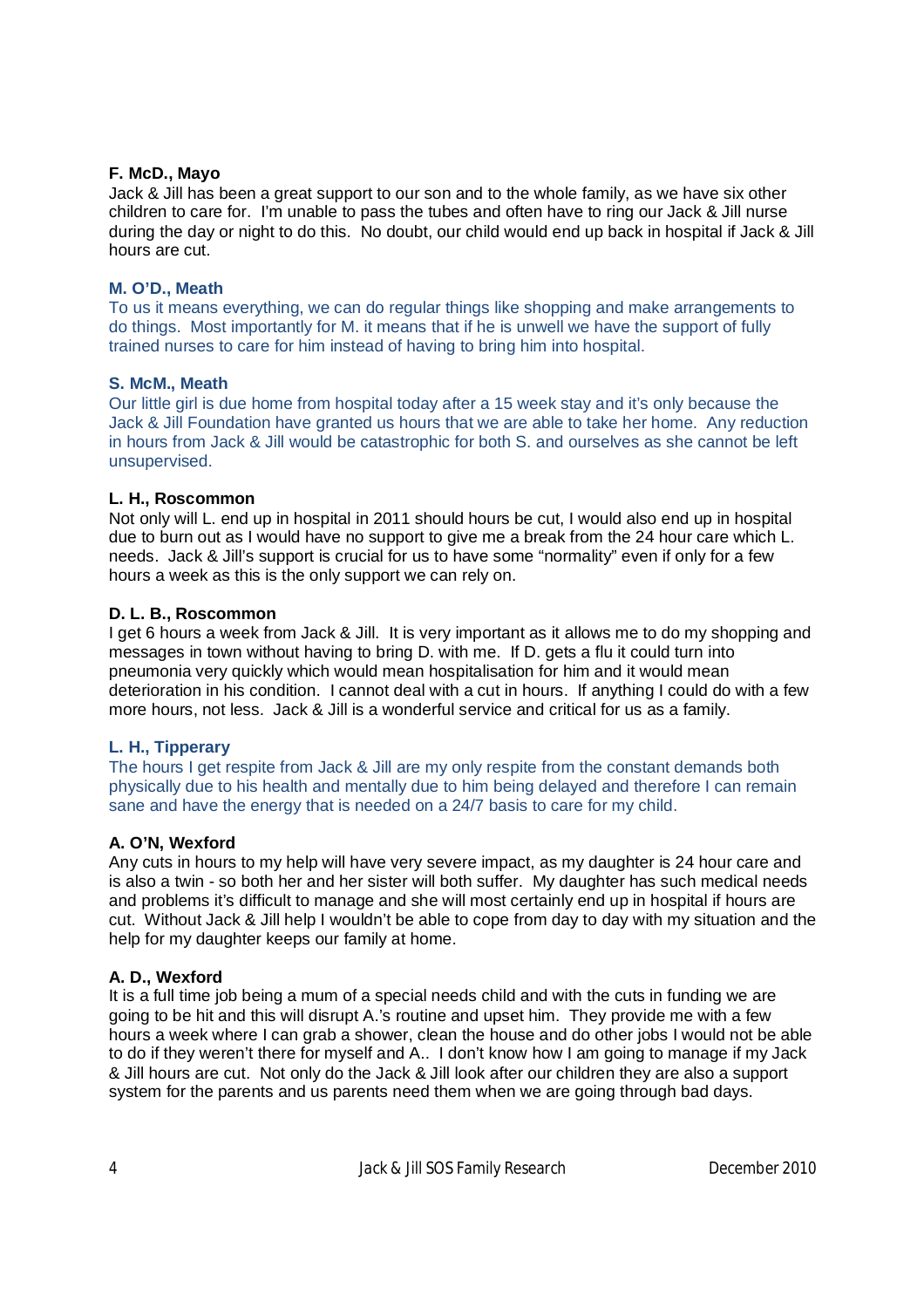**F. McD., Mayo**
Jack & Jill has been a great support to our son and to the whole family, as we have six other children to care for. I'm unable to pass the tubes and often have to ring our Jack & Jill nurse during the day or night to do this. No doubt, our child would end up back in hospital if Jack & Jill hours are cut.

**M. O'D., Meath**
To us it means everything, we can do regular things like shopping and make arrangements to do things. Most importantly for M. it means that if he is unwell we have the support of fully trained nurses to care for him instead of having to bring him into hospital.

**S. McM., Meath**
Our little girl is due home from hospital today after a 15 week stay and it's only because the Jack & Jill Foundation have granted us hours that we are able to take her home. Any reduction in hours from Jack & Jill would be catastrophic for both S. and ourselves as she cannot be left unsupervised.

**L. H., Roscommon**
Not only will L. end up in hospital in 2011 should hours be cut, I would also end up in hospital due to burn out as I would have no support to give me a break from the 24 hour care which L. needs. Jack & Jill's support is crucial for us to have some "normality" even if only for a few hours a week as this is the only support we can rely on.

**D. L. B., Roscommon**
I get 6 hours a week from Jack & Jill. It is very important as it allows me to do my shopping and messages in town without having to bring D. with me. If D. gets a flu it could turn into pneumonia very quickly which would mean hospitalisation for him and it would mean deterioration in his condition. I cannot deal with a cut in hours. If anything I could do with a few more hours, not less. Jack & Jill is a wonderful service and critical for us as a family.

**L. H., Tipperary**
The hours I get respite from Jack & Jill are my only respite from the constant demands both physically due to his health and mentally due to him being delayed and therefore I can remain sane and have the energy that is needed on a 24/7 basis to care for my child.

**A. O'N, Wexford**
Any cuts in hours to my help will have very severe impact, as my daughter is 24 hour care and is also a twin - so both her and her sister will both suffer. My daughter has such medical needs and problems it's difficult to manage and she will most certainly end up in hospital if hours are cut. Without Jack & Jill help I wouldn't be able to cope from day to day with my situation and the help for my daughter keeps our family at home.

**A. D., Wexford**
It is a full time job being a mum of a special needs child and with the cuts in funding we are going to be hit and this will disrupt A.'s routine and upset him. They provide me with a few hours a week where I can grab a shower, clean the house and do other jobs I would not be able to do if they weren't there for myself and A.. I don't know how I am going to manage if my Jack & Jill hours are cut. Not only do the Jack & Jill look after our children they are also a support system for the parents and us parents need them when we are going through bad days.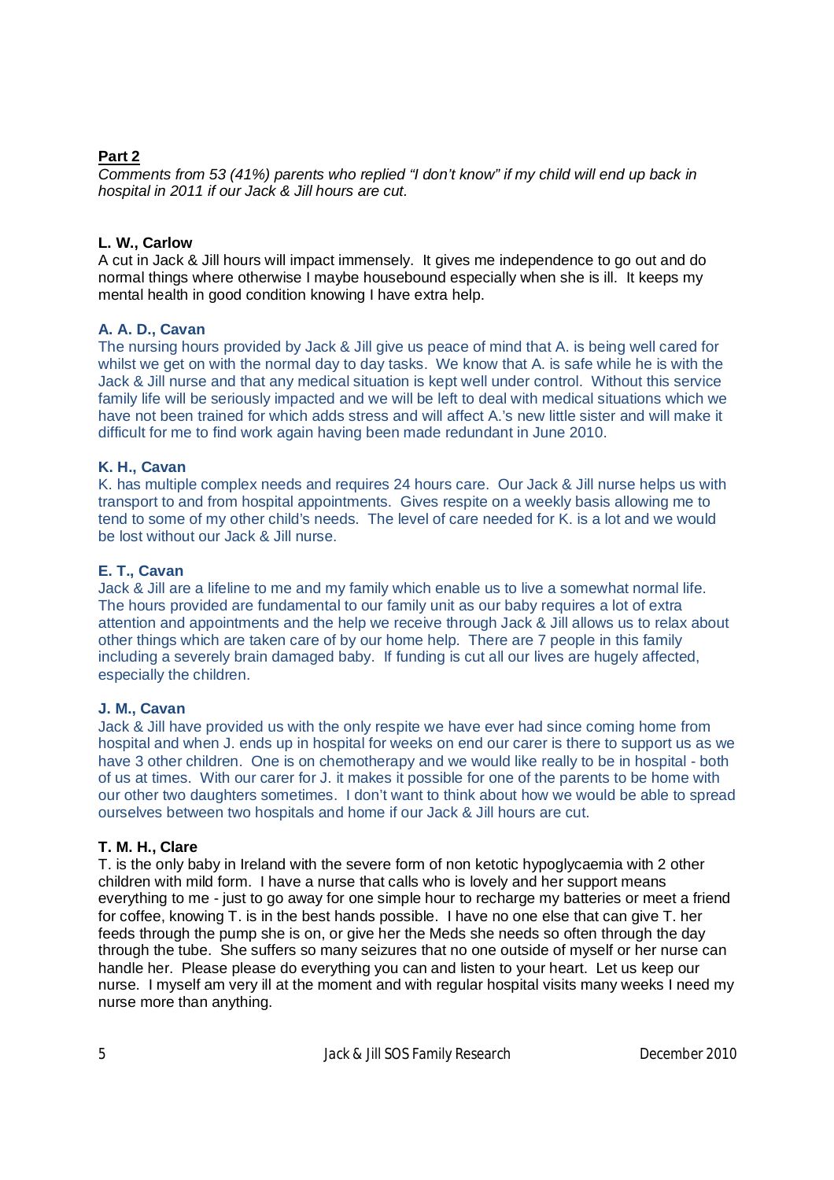**Part 2**

*Comments from 53 (41%) parents who replied "I don't know" if my child will end up back in hospital in 2011 if our Jack & Jill hours are cut.*

**L. W., Carlow**

A cut in Jack & Jill hours will impact immensely. It gives me independence to go out and do normal things where otherwise I maybe housebound especially when she is ill. It keeps my mental health in good condition knowing I have extra help.

**A. A. D., Cavan**

The nursing hours provided by Jack & Jill give us peace of mind that A. is being well cared for whilst we get on with the normal day to day tasks. We know that A. is safe while he is with the Jack & Jill nurse and that any medical situation is kept well under control. Without this service family life will be seriously impacted and we will be left to deal with medical situations which we have not been trained for which adds stress and will affect A.'s new little sister and will make it difficult for me to find work again having been made redundant in June 2010.

**K. H., Cavan**

K. has multiple complex needs and requires 24 hours care. Our Jack & Jill nurse helps us with transport to and from hospital appointments. Gives respite on a weekly basis allowing me to tend to some of my other child's needs. The level of care needed for K. is a lot and we would be lost without our Jack & Jill nurse.

**E. T., Cavan**

Jack & Jill are a lifeline to me and my family which enable us to live a somewhat normal life. The hours provided are fundamental to our family unit as our baby requires a lot of extra attention and appointments and the help we receive through Jack & Jill allows us to relax about other things which are taken care of by our home help. There are 7 people in this family including a severely brain damaged baby. If funding is cut all our lives are hugely affected, especially the children.

**J. M., Cavan**

Jack & Jill have provided us with the only respite we have ever had since coming home from hospital and when J. ends up in hospital for weeks on end our carer is there to support us as we have 3 other children. One is on chemotherapy and we would like really to be in hospital - both of us at times. With our carer for J. it makes it possible for one of the parents to be home with our other two daughters sometimes. I don't want to think about how we would be able to spread ourselves between two hospitals and home if our Jack & Jill hours are cut.

**T. M. H., Clare**

T. is the only baby in Ireland with the severe form of non ketotic hypoglycaemia with 2 other children with mild form. I have a nurse that calls who is lovely and her support means everything to me - just to go away for one simple hour to recharge my batteries or meet a friend for coffee, knowing T. is in the best hands possible. I have no one else that can give T. her feeds through the pump she is on, or give her the Meds she needs so often through the day through the tube. She suffers so many seizures that no one outside of myself or her nurse can handle her. Please please do everything you can and listen to your heart. Let us keep our nurse. I myself am very ill at the moment and with regular hospital visits many weeks I need my nurse more than anything.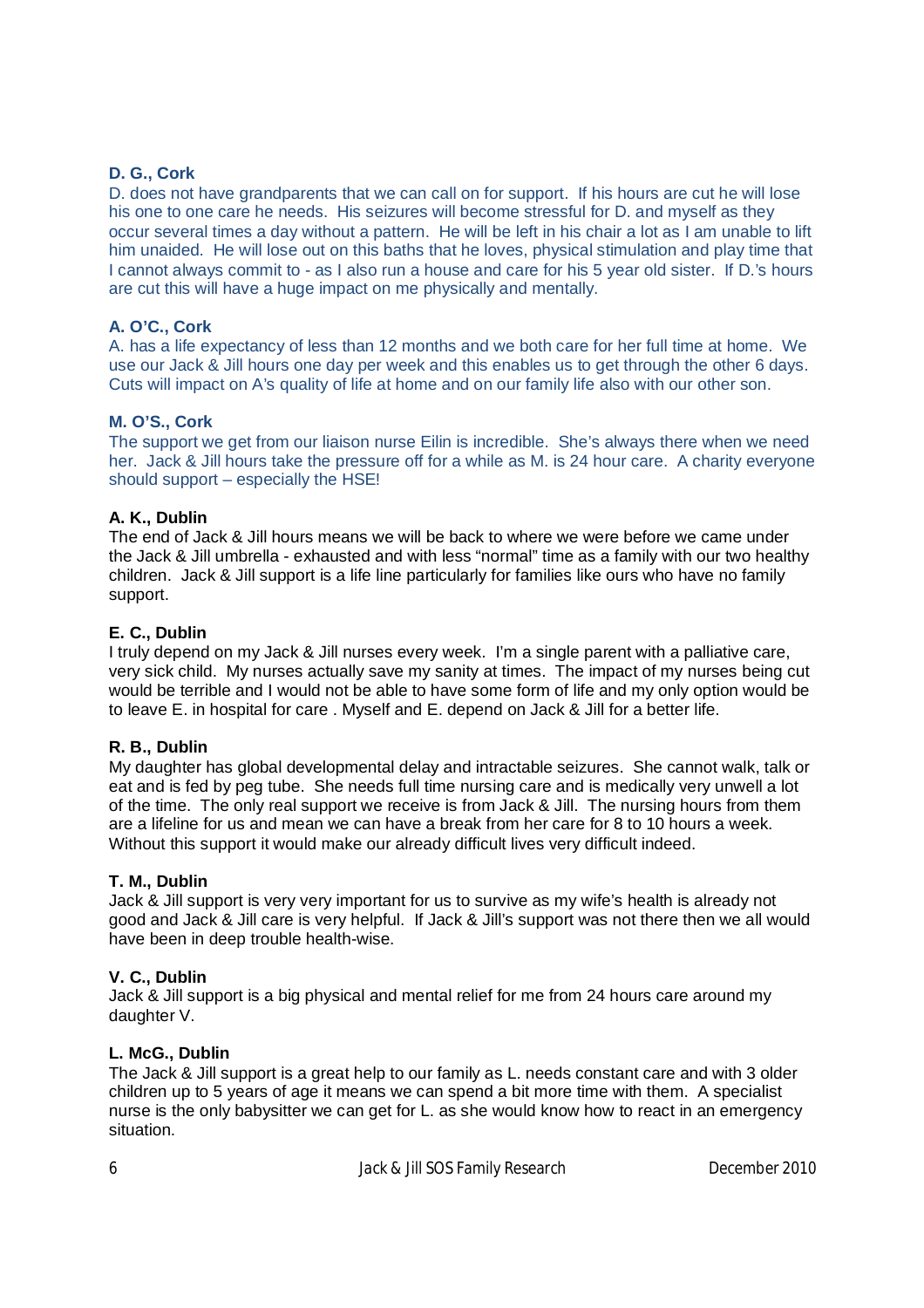**D. G., Cork**

D. does not have grandparents that we can call on for support. If his hours are cut he will lose his one to one care he needs. His seizures will become stressful for D. and myself as they occur several times a day without a pattern. He will be left in his chair a lot as I am unable to lift him unaided. He will lose out on this baths that he loves, physical stimulation and play time that I cannot always commit to - as I also run a house and care for his 5 year old sister. If D.'s hours are cut this will have a huge impact on me physically and mentally.

**A. O'C., Cork**

A. has a life expectancy of less than 12 months and we both care for her full time at home. We use our Jack & Jill hours one day per week and this enables us to get through the other 6 days. Cuts will impact on A's quality of life at home and on our family life also with our other son.

**M. O'S., Cork**

The support we get from our liaison nurse Eilin is incredible. She's always there when we need her. Jack & Jill hours take the pressure off for a while as M. is 24 hour care. A charity everyone should support – especially the HSE!

**A. K., Dublin**

The end of Jack & Jill hours means we will be back to where we were before we came under the Jack & Jill umbrella - exhausted and with less "normal" time as a family with our two healthy children. Jack & Jill support is a life line particularly for families like ours who have no family support.

**E. C., Dublin**

I truly depend on my Jack & Jill nurses every week. I'm a single parent with a palliative care, very sick child. My nurses actually save my sanity at times. The impact of my nurses being cut would be terrible and I would not be able to have some form of life and my only option would be to leave E. in hospital for care . Myself and E. depend on Jack & Jill for a better life.

**R. B., Dublin**

My daughter has global developmental delay and intractable seizures. She cannot walk, talk or eat and is fed by peg tube. She needs full time nursing care and is medically very unwell a lot of the time. The only real support we receive is from Jack & Jill. The nursing hours from them are a lifeline for us and mean we can have a break from her care for 8 to 10 hours a week. Without this support it would make our already difficult lives very difficult indeed.

**T. M., Dublin**

Jack & Jill support is very very important for us to survive as my wife's health is already not good and Jack & Jill care is very helpful. If Jack & Jill's support was not there then we all would have been in deep trouble health-wise.

**V. C., Dublin**

Jack & Jill support is a big physical and mental relief for me from 24 hours care around my daughter V.

**L. McG., Dublin**

The Jack & Jill support is a great help to our family as L. needs constant care and with 3 older children up to 5 years of age it means we can spend a bit more time with them. A specialist nurse is the only babysitter we can get for L. as she would know how to react in an emergency situation.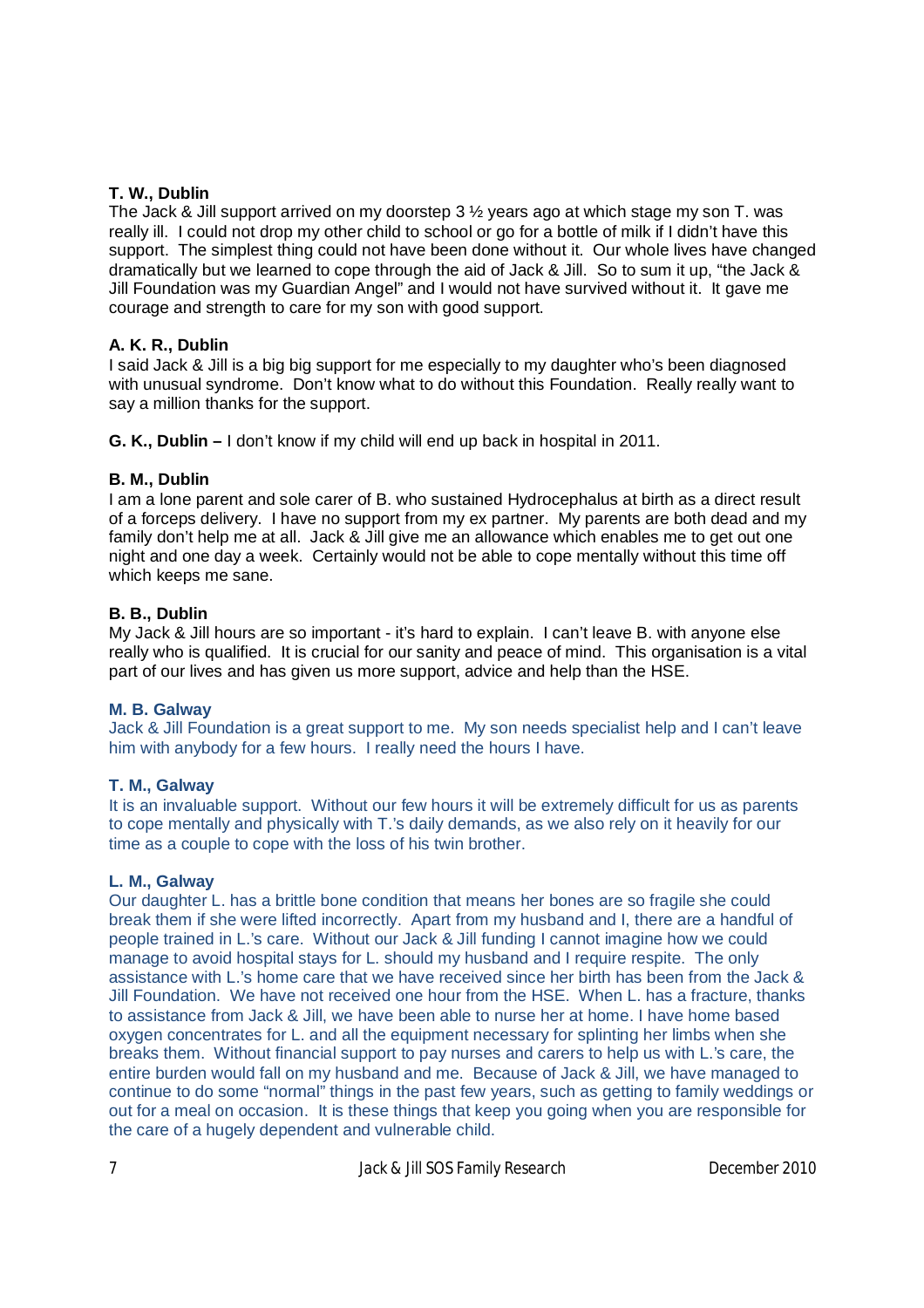**T. W., Dublin**
The Jack & Jill support arrived on my doorstep 3 ½ years ago at which stage my son T. was really ill. I could not drop my other child to school or go for a bottle of milk if I didn't have this support. The simplest thing could not have been done without it. Our whole lives have changed dramatically but we learned to cope through the aid of Jack & Jill. So to sum it up, "the Jack & Jill Foundation was my Guardian Angel" and I would not have survived without it. It gave me courage and strength to care for my son with good support.

**A. K. R., Dublin**
I said Jack & Jill is a big big support for me especially to my daughter who's been diagnosed with unusual syndrome. Don't know what to do without this Foundation. Really really want to say a million thanks for the support.

**G. K., Dublin –** I don't know if my child will end up back in hospital in 2011.

**B. M., Dublin**
I am a lone parent and sole carer of B. who sustained Hydrocephalus at birth as a direct result of a forceps delivery. I have no support from my ex partner. My parents are both dead and my family don't help me at all. Jack & Jill give me an allowance which enables me to get out one night and one day a week. Certainly would not be able to cope mentally without this time off which keeps me sane.

**B. B., Dublin**
My Jack & Jill hours are so important - it's hard to explain. I can't leave B. with anyone else really who is qualified. It is crucial for our sanity and peace of mind. This organisation is a vital part of our lives and has given us more support, advice and help than the HSE.

**M. B. Galway**
Jack & Jill Foundation is a great support to me. My son needs specialist help and I can't leave him with anybody for a few hours. I really need the hours I have.

**T. M., Galway**
It is an invaluable support. Without our few hours it will be extremely difficult for us as parents to cope mentally and physically with T.'s daily demands, as we also rely on it heavily for our time as a couple to cope with the loss of his twin brother.

**L. M., Galway**
Our daughter L. has a brittle bone condition that means her bones are so fragile she could break them if she were lifted incorrectly. Apart from my husband and I, there are a handful of people trained in L.'s care. Without our Jack & Jill funding I cannot imagine how we could manage to avoid hospital stays for L. should my husband and I require respite. The only assistance with L.'s home care that we have received since her birth has been from the Jack & Jill Foundation. We have not received one hour from the HSE. When L. has a fracture, thanks to assistance from Jack & Jill, we have been able to nurse her at home. I have home based oxygen concentrates for L. and all the equipment necessary for splinting her limbs when she breaks them. Without financial support to pay nurses and carers to help us with L.'s care, the entire burden would fall on my husband and me. Because of Jack & Jill, we have managed to continue to do some "normal" things in the past few years, such as getting to family weddings or out for a meal on occasion. It is these things that keep you going when you are responsible for the care of a hugely dependent and vulnerable child.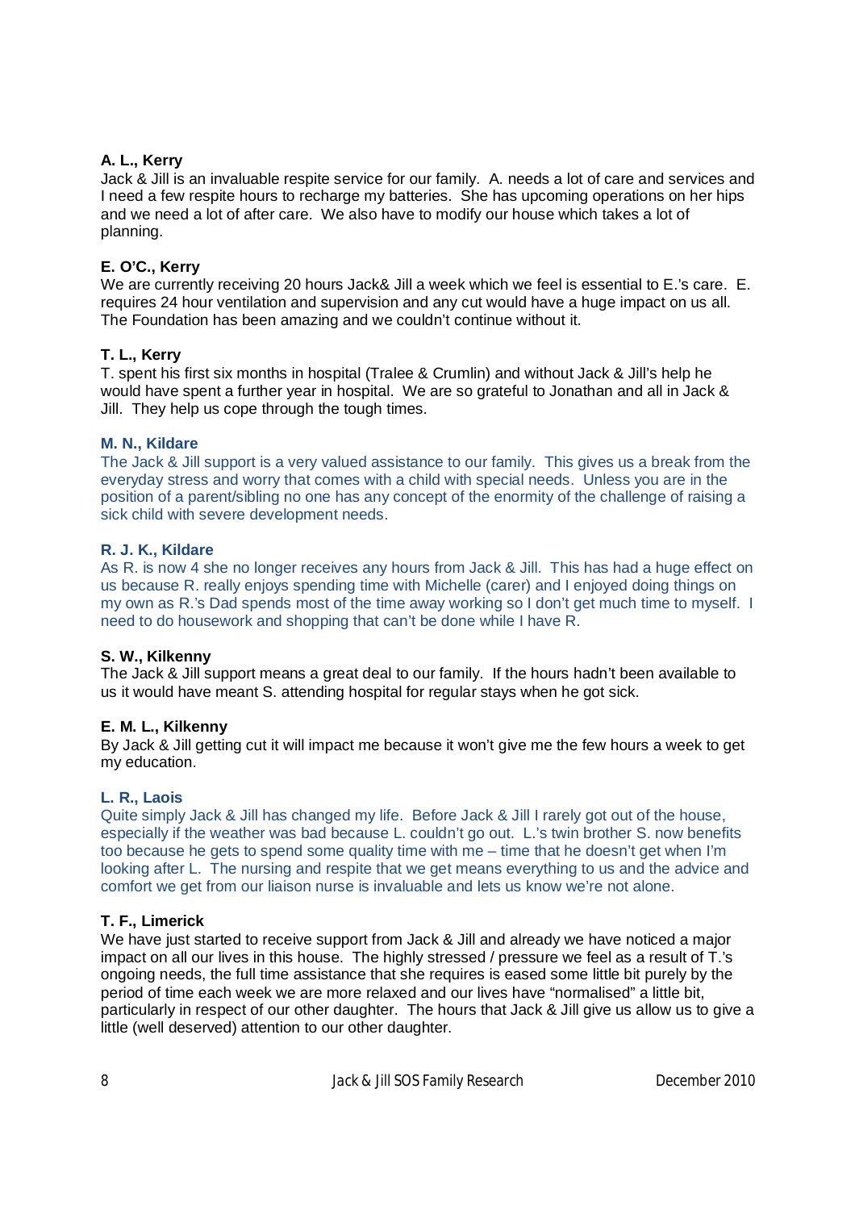**A. L., Kerry**
Jack & Jill is an invaluable respite service for our family. A. needs a lot of care and services and I need a few respite hours to recharge my batteries. She has upcoming operations on her hips and we need a lot of after care. We also have to modify our house which takes a lot of planning.

**E. O'C., Kerry**
We are currently receiving 20 hours Jack& Jill a week which we feel is essential to E.'s care. E. requires 24 hour ventilation and supervision and any cut would have a huge impact on us all. The Foundation has been amazing and we couldn't continue without it.

**T. L., Kerry**
T. spent his first six months in hospital (Tralee & Crumlin) and without Jack & Jill's help he would have spent a further year in hospital. We are so grateful to Jonathan and all in Jack & Jill. They help us cope through the tough times.

**M. N., Kildare**
The Jack & Jill support is a very valued assistance to our family. This gives us a break from the everyday stress and worry that comes with a child with special needs. Unless you are in the position of a parent/sibling no one has any concept of the enormity of the challenge of raising a sick child with severe development needs.

**R. J. K., Kildare**
As R. is now 4 she no longer receives any hours from Jack & Jill. This has had a huge effect on us because R. really enjoys spending time with Michelle (carer) and I enjoyed doing things on my own as R.'s Dad spends most of the time away working so I don't get much time to myself. I need to do housework and shopping that can't be done while I have R.

**S. W., Kilkenny**
The Jack & Jill support means a great deal to our family. If the hours hadn't been available to us it would have meant S. attending hospital for regular stays when he got sick.

**E. M. L., Kilkenny**
By Jack & Jill getting cut it will impact me because it won't give me the few hours a week to get my education.

**L. R., Laois**
Quite simply Jack & Jill has changed my life. Before Jack & Jill I rarely got out of the house, especially if the weather was bad because L. couldn't go out. L.'s twin brother S. now benefits too because he gets to spend some quality time with me – time that he doesn't get when I'm looking after L. The nursing and respite that we get means everything to us and the advice and comfort we get from our liaison nurse is invaluable and lets us know we're not alone.

**T. F., Limerick**
We have just started to receive support from Jack & Jill and already we have noticed a major impact on all our lives in this house. The highly stressed / pressure we feel as a result of T.'s ongoing needs, the full time assistance that she requires is eased some little bit purely by the period of time each week we are more relaxed and our lives have "normalised" a little bit, particularly in respect of our other daughter. The hours that Jack & Jill give us allow us to give a little (well deserved) attention to our other daughter.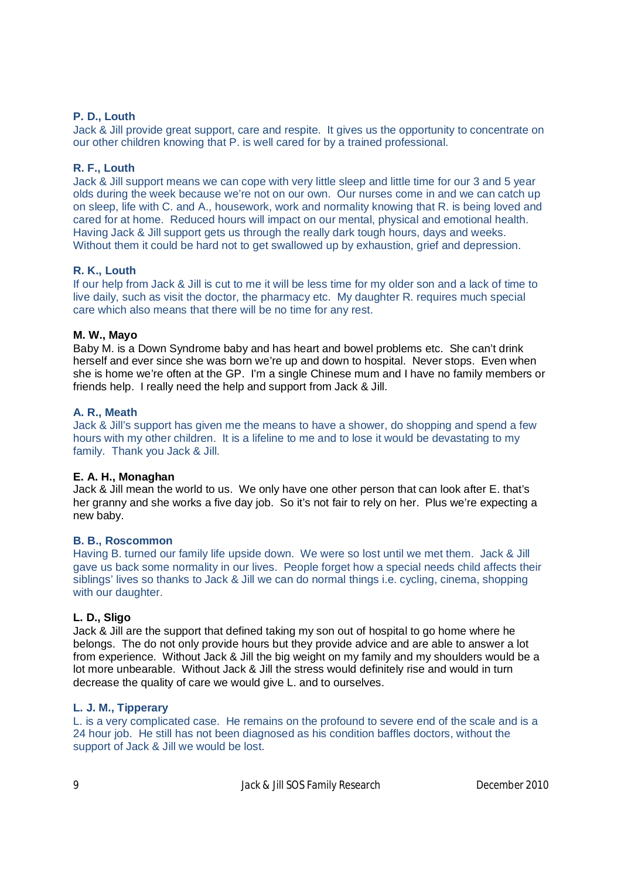**P. D., Louth**
Jack & Jill provide great support, care and respite. It gives us the opportunity to concentrate on our other children knowing that P. is well cared for by a trained professional.

**R. F., Louth**
Jack & Jill support means we can cope with very little sleep and little time for our 3 and 5 year olds during the week because we're not on our own. Our nurses come in and we can catch up on sleep, life with C. and A., housework, work and normality knowing that R. is being loved and cared for at home. Reduced hours will impact on our mental, physical and emotional health. Having Jack & Jill support gets us through the really dark tough hours, days and weeks. Without them it could be hard not to get swallowed up by exhaustion, grief and depression.

**R. K., Louth**
If our help from Jack & Jill is cut to me it will be less time for my older son and a lack of time to live daily, such as visit the doctor, the pharmacy etc. My daughter R. requires much special care which also means that there will be no time for any rest.

**M. W., Mayo**
Baby M. is a Down Syndrome baby and has heart and bowel problems etc. She can't drink herself and ever since she was born we're up and down to hospital. Never stops. Even when she is home we're often at the GP. I'm a single Chinese mum and I have no family members or friends help. I really need the help and support from Jack & Jill.

**A. R., Meath**
Jack & Jill's support has given me the means to have a shower, do shopping and spend a few hours with my other children. It is a lifeline to me and to lose it would be devastating to my family. Thank you Jack & Jill.

**E. A. H., Monaghan**
Jack & Jill mean the world to us. We only have one other person that can look after E. that's her granny and she works a five day job. So it's not fair to rely on her. Plus we're expecting a new baby.

**B. B., Roscommon**
Having B. turned our family life upside down. We were so lost until we met them. Jack & Jill gave us back some normality in our lives. People forget how a special needs child affects their siblings' lives so thanks to Jack & Jill we can do normal things i.e. cycling, cinema, shopping with our daughter.

**L. D., Sligo**
Jack & Jill are the support that defined taking my son out of hospital to go home where he belongs. The do not only provide hours but they provide advice and are able to answer a lot from experience. Without Jack & Jill the big weight on my family and my shoulders would be a lot more unbearable. Without Jack & Jill the stress would definitely rise and would in turn decrease the quality of care we would give L. and to ourselves.

**L. J. M., Tipperary**
L. is a very complicated case. He remains on the profound to severe end of the scale and is a 24 hour job. He still has not been diagnosed as his condition baffles doctors, without the support of Jack & Jill we would be lost.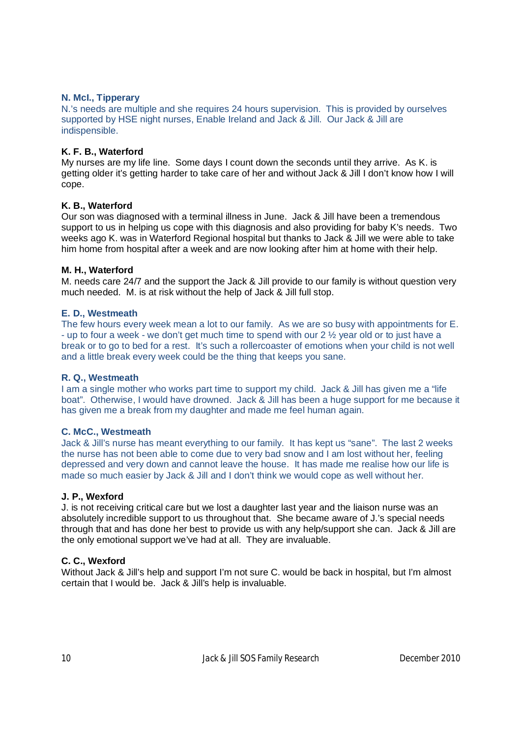**N. McI., Tipperary**
N.'s needs are multiple and she requires 24 hours supervision. This is provided by ourselves supported by HSE night nurses, Enable Ireland and Jack & Jill. Our Jack & Jill are indispensible.

**K. F. B., Waterford**
My nurses are my life line. Some days I count down the seconds until they arrive. As K. is getting older it's getting harder to take care of her and without Jack & Jill I don't know how I will cope.

**K. B., Waterford**
Our son was diagnosed with a terminal illness in June. Jack & Jill have been a tremendous support to us in helping us cope with this diagnosis and also providing for baby K's needs. Two weeks ago K. was in Waterford Regional hospital but thanks to Jack & Jill we were able to take him home from hospital after a week and are now looking after him at home with their help.

**M. H., Waterford**
M. needs care 24/7 and the support the Jack & Jill provide to our family is without question very much needed. M. is at risk without the help of Jack & Jill full stop.

**E. D., Westmeath**
The few hours every week mean a lot to our family. As we are so busy with appointments for E. - up to four a week - we don't get much time to spend with our 2 ½ year old or to just have a break or to go to bed for a rest. It's such a rollercoaster of emotions when your child is not well and a little break every week could be the thing that keeps you sane.

**R. Q., Westmeath**
I am a single mother who works part time to support my child. Jack & Jill has given me a "life boat". Otherwise, I would have drowned. Jack & Jill has been a huge support for me because it has given me a break from my daughter and made me feel human again.

**C. McC., Westmeath**
Jack & Jill's nurse has meant everything to our family. It has kept us "sane". The last 2 weeks the nurse has not been able to come due to very bad snow and I am lost without her, feeling depressed and very down and cannot leave the house. It has made me realise how our life is made so much easier by Jack & Jill and I don't think we would cope as well without her.

**J. P., Wexford**
J. is not receiving critical care but we lost a daughter last year and the liaison nurse was an absolutely incredible support to us throughout that. She became aware of J.'s special needs through that and has done her best to provide us with any help/support she can. Jack & Jill are the only emotional support we've had at all. They are invaluable.

**C. C., Wexford**
Without Jack & Jill's help and support I'm not sure C. would be back in hospital, but I'm almost certain that I would be. Jack & Jill's help is invaluable.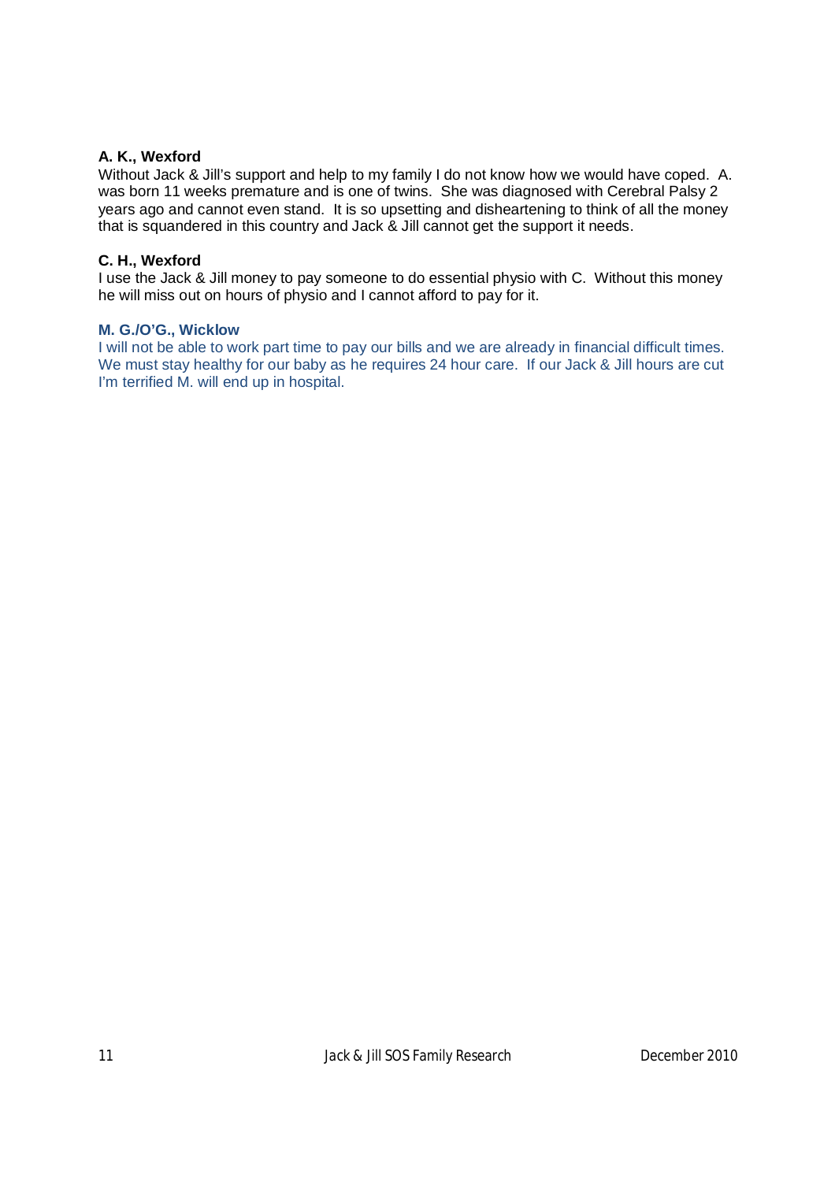**A. K., Wexford**
Without Jack & Jill's support and help to my family I do not know how we would have coped. A. was born 11 weeks premature and is one of twins. She was diagnosed with Cerebral Palsy 2 years ago and cannot even stand. It is so upsetting and disheartening to think of all the money that is squandered in this country and Jack & Jill cannot get the support it needs.

**C. H., Wexford**
I use the Jack & Jill money to pay someone to do essential physio with C. Without this money he will miss out on hours of physio and I cannot afford to pay for it.

**M. G./O'G., Wicklow**
I will not be able to work part time to pay our bills and we are already in financial difficult times. We must stay healthy for our baby as he requires 24 hour care. If our Jack & Jill hours are cut I'm terrified M. will end up in hospital.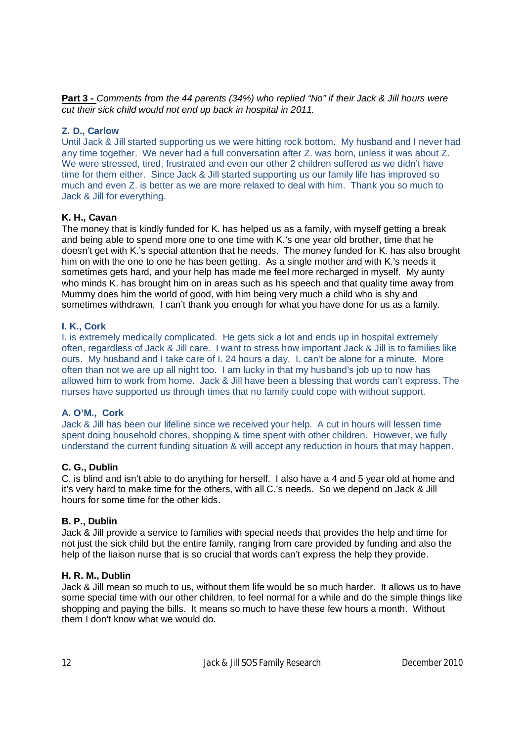**Part 3 -** *Comments from the 44 parents (34%) who replied "No" if their Jack & Jill hours were cut their sick child would not end up back in hospital in 2011.*

**Z. D., Carlow**

Until Jack & Jill started supporting us we were hitting rock bottom. My husband and I never had any time together. We never had a full conversation after Z. was born, unless it was about Z. We were stressed, tired, frustrated and even our other 2 children suffered as we didn't have time for them either. Since Jack & Jill started supporting us our family life has improved so much and even Z. is better as we are more relaxed to deal with him. Thank you so much to Jack & Jill for everything.

**K. H., Cavan**

The money that is kindly funded for K. has helped us as a family, with myself getting a break and being able to spend more one to one time with K.'s one year old brother, time that he doesn't get with K.'s special attention that he needs. The money funded for K. has also brought him on with the one to one he has been getting. As a single mother and with K.'s needs it sometimes gets hard, and your help has made me feel more recharged in myself. My aunty who minds K. has brought him on in areas such as his speech and that quality time away from Mummy does him the world of good, with him being very much a child who is shy and sometimes withdrawn. I can't thank you enough for what you have done for us as a family.

**I. K., Cork**

I. is extremely medically complicated. He gets sick a lot and ends up in hospital extremely often, regardless of Jack & Jill care. I want to stress how important Jack & Jill is to families like ours. My husband and I take care of I. 24 hours a day. I. can't be alone for a minute. More often than not we are up all night too. I am lucky in that my husband's job up to now has allowed him to work from home. Jack & Jill have been a blessing that words can't express. The nurses have supported us through times that no family could cope with without support.

**A. O'M., Cork**

Jack & Jill has been our lifeline since we received your help. A cut in hours will lessen time spent doing household chores, shopping & time spent with other children. However, we fully understand the current funding situation & will accept any reduction in hours that may happen.

**C. G., Dublin**

C. is blind and isn't able to do anything for herself. I also have a 4 and 5 year old at home and it's very hard to make time for the others, with all C.'s needs. So we depend on Jack & Jill hours for some time for the other kids.

**B. P., Dublin**

Jack & Jill provide a service to families with special needs that provides the help and time for not just the sick child but the entire family, ranging from care provided by funding and also the help of the liaison nurse that is so crucial that words can't express the help they provide.

**H. R. M., Dublin**

Jack & Jill mean so much to us, without them life would be so much harder. It allows us to have some special time with our other children, to feel normal for a while and do the simple things like shopping and paying the bills. It means so much to have these few hours a month. Without them I don't know what we would do.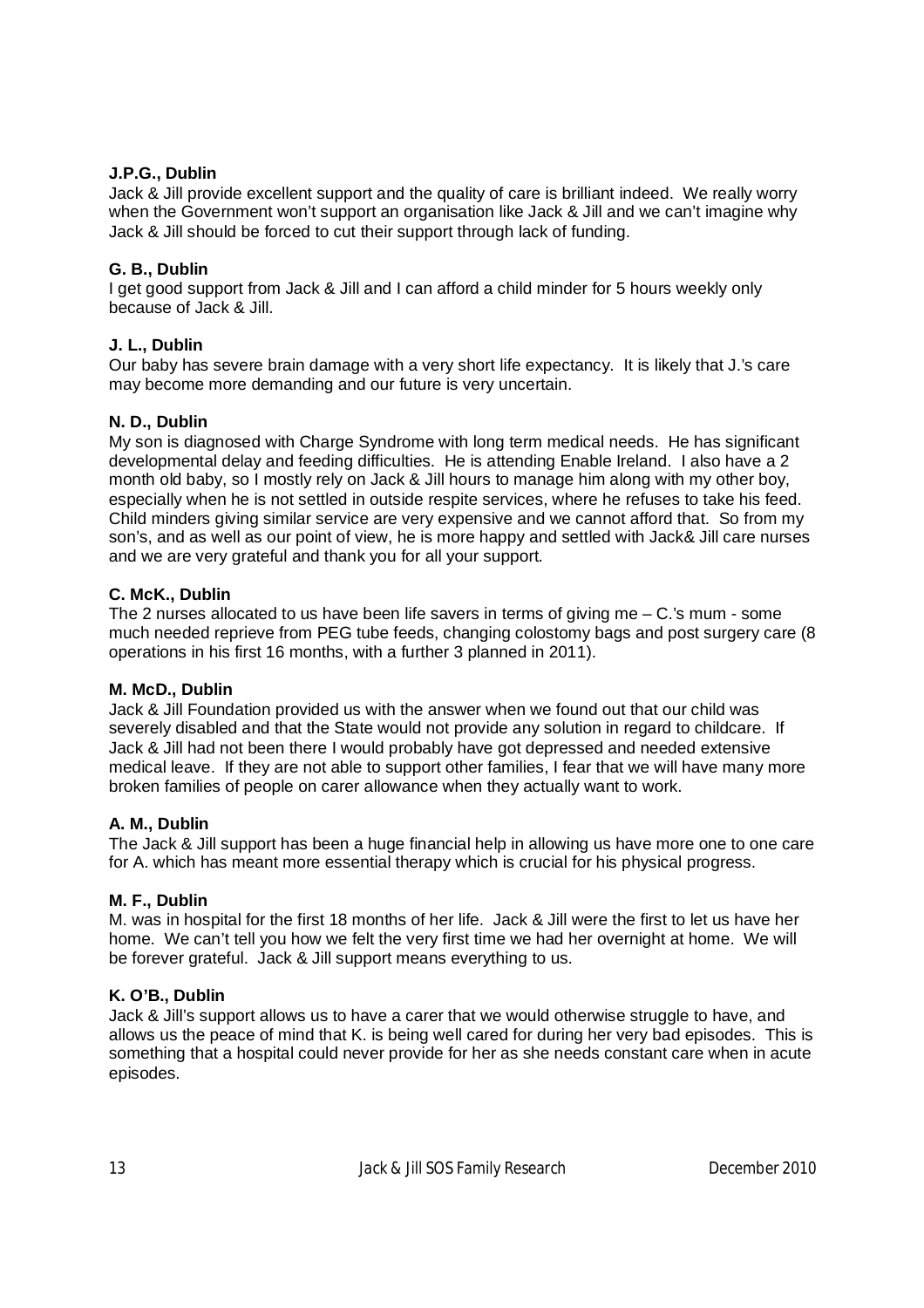**J.P.G., Dublin**
Jack & Jill provide excellent support and the quality of care is brilliant indeed. We really worry when the Government won't support an organisation like Jack & Jill and we can't imagine why Jack & Jill should be forced to cut their support through lack of funding.

**G. B., Dublin**
I get good support from Jack & Jill and I can afford a child minder for 5 hours weekly only because of Jack & Jill.

**J. L., Dublin**
Our baby has severe brain damage with a very short life expectancy. It is likely that J.'s care may become more demanding and our future is very uncertain.

**N. D., Dublin**
My son is diagnosed with Charge Syndrome with long term medical needs. He has significant developmental delay and feeding difficulties. He is attending Enable Ireland. I also have a 2 month old baby, so I mostly rely on Jack & Jill hours to manage him along with my other boy, especially when he is not settled in outside respite services, where he refuses to take his feed. Child minders giving similar service are very expensive and we cannot afford that. So from my son's, and as well as our point of view, he is more happy and settled with Jack& Jill care nurses and we are very grateful and thank you for all your support.

**C. McK., Dublin**
The 2 nurses allocated to us have been life savers in terms of giving me – C.'s mum - some much needed reprieve from PEG tube feeds, changing colostomy bags and post surgery care (8 operations in his first 16 months, with a further 3 planned in 2011).

**M. McD., Dublin**
Jack & Jill Foundation provided us with the answer when we found out that our child was severely disabled and that the State would not provide any solution in regard to childcare. If Jack & Jill had not been there I would probably have got depressed and needed extensive medical leave. If they are not able to support other families, I fear that we will have many more broken families of people on carer allowance when they actually want to work.

**A. M., Dublin**
The Jack & Jill support has been a huge financial help in allowing us have more one to one care for A. which has meant more essential therapy which is crucial for his physical progress.

**M. F., Dublin**
M. was in hospital for the first 18 months of her life. Jack & Jill were the first to let us have her home. We can't tell you how we felt the very first time we had her overnight at home. We will be forever grateful. Jack & Jill support means everything to us.

**K. O'B., Dublin**
Jack & Jill's support allows us to have a carer that we would otherwise struggle to have, and allows us the peace of mind that K. is being well cared for during her very bad episodes. This is something that a hospital could never provide for her as she needs constant care when in acute episodes.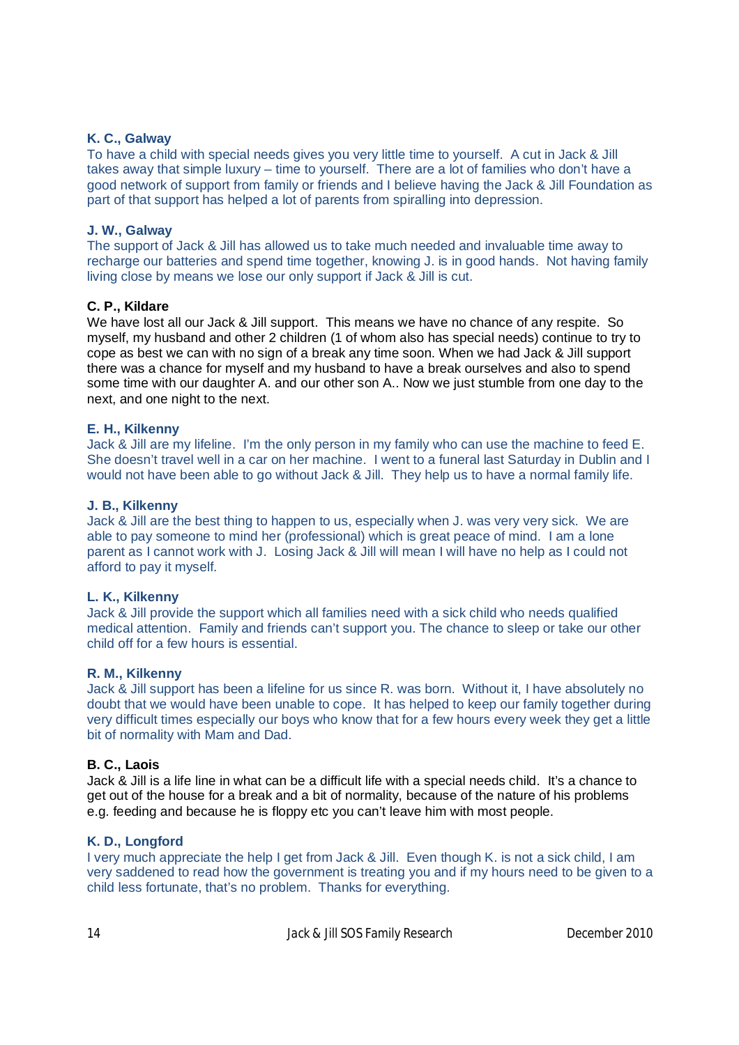**K. C., Galway**
To have a child with special needs gives you very little time to yourself. A cut in Jack & Jill takes away that simple luxury – time to yourself. There are a lot of families who don't have a good network of support from family or friends and I believe having the Jack & Jill Foundation as part of that support has helped a lot of parents from spiralling into depression.

**J. W., Galway**
The support of Jack & Jill has allowed us to take much needed and invaluable time away to recharge our batteries and spend time together, knowing J. is in good hands. Not having family living close by means we lose our only support if Jack & Jill is cut.

**C. P., Kildare**
We have lost all our Jack & Jill support. This means we have no chance of any respite. So myself, my husband and other 2 children (1 of whom also has special needs) continue to try to cope as best we can with no sign of a break any time soon. When we had Jack & Jill support there was a chance for myself and my husband to have a break ourselves and also to spend some time with our daughter A. and our other son A.. Now we just stumble from one day to the next, and one night to the next.

**E. H., Kilkenny**
Jack & Jill are my lifeline. I'm the only person in my family who can use the machine to feed E. She doesn't travel well in a car on her machine. I went to a funeral last Saturday in Dublin and I would not have been able to go without Jack & Jill. They help us to have a normal family life.

**J. B., Kilkenny**
Jack & Jill are the best thing to happen to us, especially when J. was very very sick. We are able to pay someone to mind her (professional) which is great peace of mind. I am a lone parent as I cannot work with J. Losing Jack & Jill will mean I will have no help as I could not afford to pay it myself.

**L. K., Kilkenny**
Jack & Jill provide the support which all families need with a sick child who needs qualified medical attention. Family and friends can't support you. The chance to sleep or take our other child off for a few hours is essential.

**R. M., Kilkenny**
Jack & Jill support has been a lifeline for us since R. was born. Without it, I have absolutely no doubt that we would have been unable to cope. It has helped to keep our family together during very difficult times especially our boys who know that for a few hours every week they get a little bit of normality with Mam and Dad.

**B. C., Laois**
Jack & Jill is a life line in what can be a difficult life with a special needs child. It's a chance to get out of the house for a break and a bit of normality, because of the nature of his problems e.g. feeding and because he is floppy etc you can't leave him with most people.

**K. D., Longford**
I very much appreciate the help I get from Jack & Jill. Even though K. is not a sick child, I am very saddened to read how the government is treating you and if my hours need to be given to a child less fortunate, that's no problem. Thanks for everything.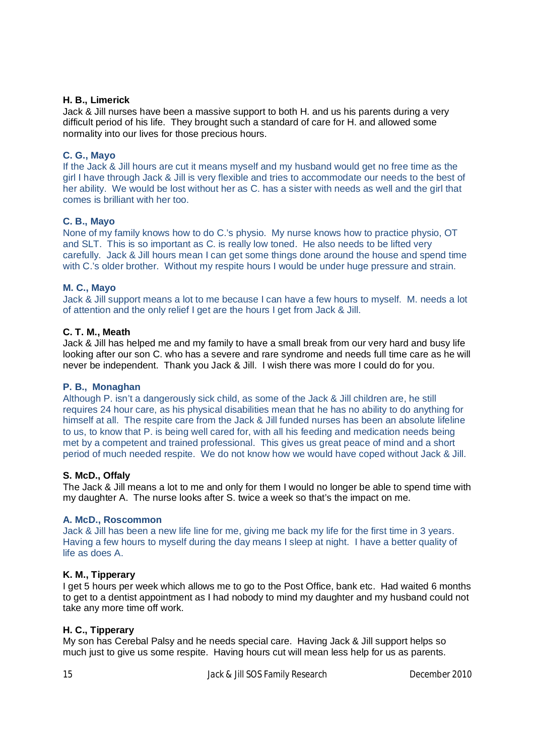**H. B., Limerick**
Jack & Jill nurses have been a massive support to both H. and us his parents during a very difficult period of his life. They brought such a standard of care for H. and allowed some normality into our lives for those precious hours.

**C. G., Mayo**
If the Jack & Jill hours are cut it means myself and my husband would get no free time as the girl I have through Jack & Jill is very flexible and tries to accommodate our needs to the best of her ability. We would be lost without her as C. has a sister with needs as well and the girl that comes is brilliant with her too.

**C. B., Mayo**
None of my family knows how to do C.'s physio. My nurse knows how to practice physio, OT and SLT. This is so important as C. is really low toned. He also needs to be lifted very carefully. Jack & Jill hours mean I can get some things done around the house and spend time with C.'s older brother. Without my respite hours I would be under huge pressure and strain.

**M. C., Mayo**
Jack & Jill support means a lot to me because I can have a few hours to myself. M. needs a lot of attention and the only relief I get are the hours I get from Jack & Jill.

**C. T. M., Meath**
Jack & Jill has helped me and my family to have a small break from our very hard and busy life looking after our son C. who has a severe and rare syndrome and needs full time care as he will never be independent. Thank you Jack & Jill. I wish there was more I could do for you.

**P. B., Monaghan**
Although P. isn't a dangerously sick child, as some of the Jack & Jill children are, he still requires 24 hour care, as his physical disabilities mean that he has no ability to do anything for himself at all. The respite care from the Jack & Jill funded nurses has been an absolute lifeline to us, to know that P. is being well cared for, with all his feeding and medication needs being met by a competent and trained professional. This gives us great peace of mind and a short period of much needed respite. We do not know how we would have coped without Jack & Jill.

**S. McD., Offaly**
The Jack & Jill means a lot to me and only for them I would no longer be able to spend time with my daughter A. The nurse looks after S. twice a week so that's the impact on me.

**A. McD., Roscommon**
Jack & Jill has been a new life line for me, giving me back my life for the first time in 3 years. Having a few hours to myself during the day means I sleep at night. I have a better quality of life as does A.

**K. M., Tipperary**
I get 5 hours per week which allows me to go to the Post Office, bank etc. Had waited 6 months to get to a dentist appointment as I had nobody to mind my daughter and my husband could not take any more time off work.

**H. C., Tipperary**
My son has Cerebal Palsy and he needs special care. Having Jack & Jill support helps so much just to give us some respite. Having hours cut will mean less help for us as parents.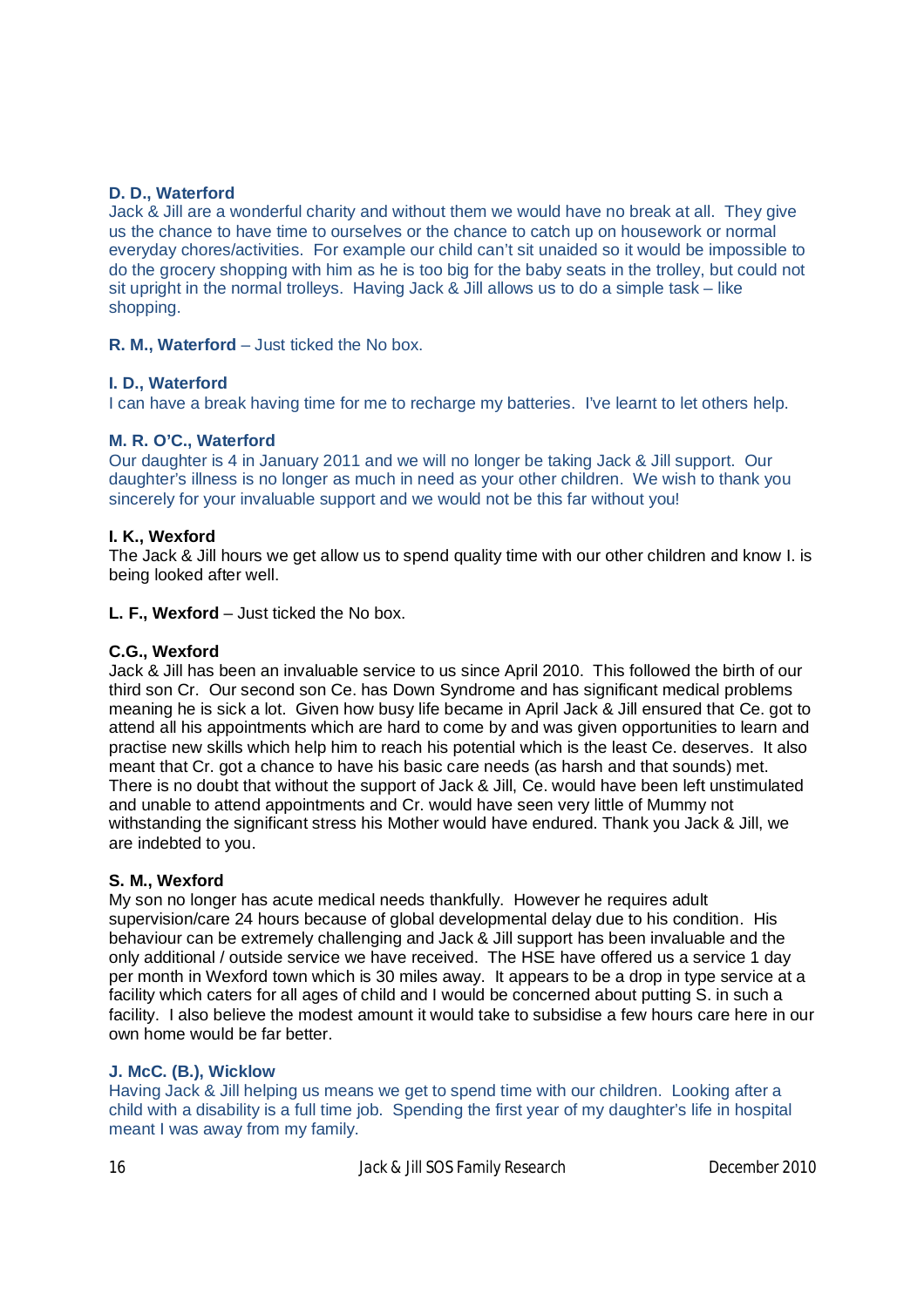**D. D., Waterford**
Jack & Jill are a wonderful charity and without them we would have no break at all. They give us the chance to have time to ourselves or the chance to catch up on housework or normal everyday chores/activities. For example our child can't sit unaided so it would be impossible to do the grocery shopping with him as he is too big for the baby seats in the trolley, but could not sit upright in the normal trolleys. Having Jack & Jill allows us to do a simple task – like shopping.

**R. M., Waterford** – Just ticked the No box.

**I. D., Waterford**
I can have a break having time for me to recharge my batteries. I've learnt to let others help.

**M. R. O'C., Waterford**
Our daughter is 4 in January 2011 and we will no longer be taking Jack & Jill support. Our daughter's illness is no longer as much in need as your other children. We wish to thank you sincerely for your invaluable support and we would not be this far without you!

**I. K., Wexford**
The Jack & Jill hours we get allow us to spend quality time with our other children and know I. is being looked after well.

**L. F., Wexford** – Just ticked the No box.

**C.G., Wexford**
Jack & Jill has been an invaluable service to us since April 2010. This followed the birth of our third son Cr. Our second son Ce. has Down Syndrome and has significant medical problems meaning he is sick a lot. Given how busy life became in April Jack & Jill ensured that Ce. got to attend all his appointments which are hard to come by and was given opportunities to learn and practise new skills which help him to reach his potential which is the least Ce. deserves. It also meant that Cr. got a chance to have his basic care needs (as harsh and that sounds) met. There is no doubt that without the support of Jack & Jill, Ce. would have been left unstimulated and unable to attend appointments and Cr. would have seen very little of Mummy not withstanding the significant stress his Mother would have endured. Thank you Jack & Jill, we are indebted to you.

**S. M., Wexford**
My son no longer has acute medical needs thankfully. However he requires adult supervision/care 24 hours because of global developmental delay due to his condition. His behaviour can be extremely challenging and Jack & Jill support has been invaluable and the only additional / outside service we have received. The HSE have offered us a service 1 day per month in Wexford town which is 30 miles away. It appears to be a drop in type service at a facility which caters for all ages of child and I would be concerned about putting S. in such a facility. I also believe the modest amount it would take to subsidise a few hours care here in our own home would be far better.

**J. McC. (B.), Wicklow**
Having Jack & Jill helping us means we get to spend time with our children. Looking after a child with a disability is a full time job. Spending the first year of my daughter's life in hospital meant I was away from my family.